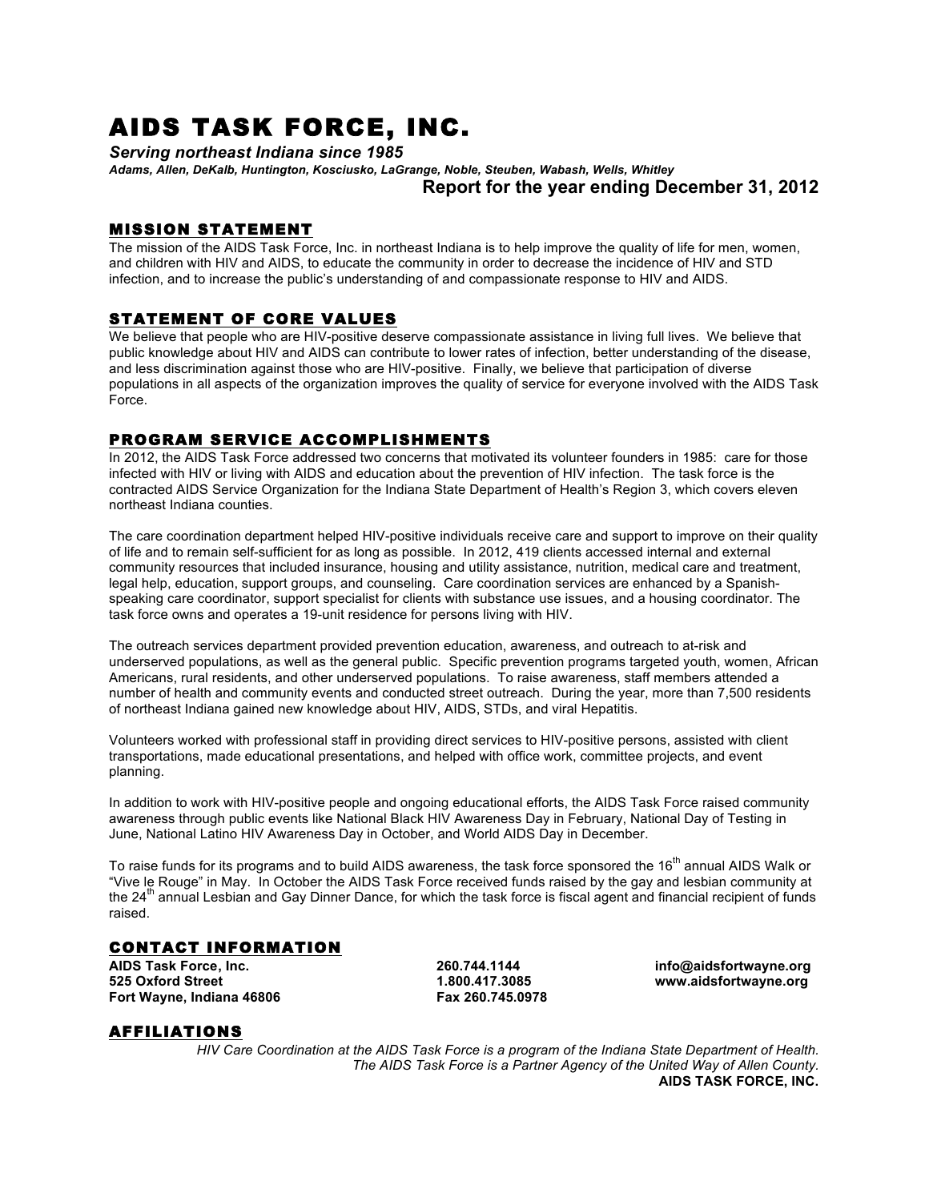# AIDS TASK FORCE, INC.

***Serving northeast Indiana since 1985***

***Adams, Allen, DeKalb, Huntington, Kosciusko, LaGrange, Noble, Steuben, Wabash, Wells, Whitley***

**Report for the year ending December 31, 2012**

## MISSION STATEMENT

The mission of the AIDS Task Force, Inc. in northeast Indiana is to help improve the quality of life for men, women, and children with HIV and AIDS, to educate the community in order to decrease the incidence of HIV and STD infection, and to increase the public's understanding of and compassionate response to HIV and AIDS.

## STATEMENT OF CORE VALUES

We believe that people who are HIV-positive deserve compassionate assistance in living full lives. We believe that public knowledge about HIV and AIDS can contribute to lower rates of infection, better understanding of the disease, and less discrimination against those who are HIV-positive. Finally, we believe that participation of diverse populations in all aspects of the organization improves the quality of service for everyone involved with the AIDS Task Force.

## PROGRAM SERVICE ACCOMPLISHMENTS

In 2012, the AIDS Task Force addressed two concerns that motivated its volunteer founders in 1985: care for those infected with HIV or living with AIDS and education about the prevention of HIV infection. The task force is the contracted AIDS Service Organization for the Indiana State Department of Health's Region 3, which covers eleven northeast Indiana counties.

The care coordination department helped HIV-positive individuals receive care and support to improve on their quality of life and to remain self-sufficient for as long as possible. In 2012, 419 clients accessed internal and external community resources that included insurance, housing and utility assistance, nutrition, medical care and treatment, legal help, education, support groups, and counseling. Care coordination services are enhanced by a Spanish-speaking care coordinator, support specialist for clients with substance use issues, and a housing coordinator. The task force owns and operates a 19-unit residence for persons living with HIV.

The outreach services department provided prevention education, awareness, and outreach to at-risk and underserved populations, as well as the general public. Specific prevention programs targeted youth, women, African Americans, rural residents, and other underserved populations. To raise awareness, staff members attended a number of health and community events and conducted street outreach. During the year, more than 7,500 residents of northeast Indiana gained new knowledge about HIV, AIDS, STDs, and viral Hepatitis.

Volunteers worked with professional staff in providing direct services to HIV-positive persons, assisted with client transportations, made educational presentations, and helped with office work, committee projects, and event planning.

In addition to work with HIV-positive people and ongoing educational efforts, the AIDS Task Force raised community awareness through public events like National Black HIV Awareness Day in February, National Day of Testing in June, National Latino HIV Awareness Day in October, and World AIDS Day in December.

To raise funds for its programs and to build AIDS awareness, the task force sponsored the 16th annual AIDS Walk or "Vive le Rouge" in May. In October the AIDS Task Force received funds raised by the gay and lesbian community at the 24th annual Lesbian and Gay Dinner Dance, for which the task force is fiscal agent and financial recipient of funds raised.

## CONTACT INFORMATION

**AIDS Task Force, Inc.**
**525 Oxford Street**
**Fort Wayne, Indiana 46806**

**260.744.1144**
**1.800.417.3085**
**Fax 260.745.0978**

**info@aidsfortwayne.org**
**www.aidsfortwayne.org**

## AFFILIATIONS

*HIV Care Coordination at the AIDS Task Force is a program of the Indiana State Department of Health.*
*The AIDS Task Force is a Partner Agency of the United Way of Allen County.*

**AIDS TASK FORCE, INC.**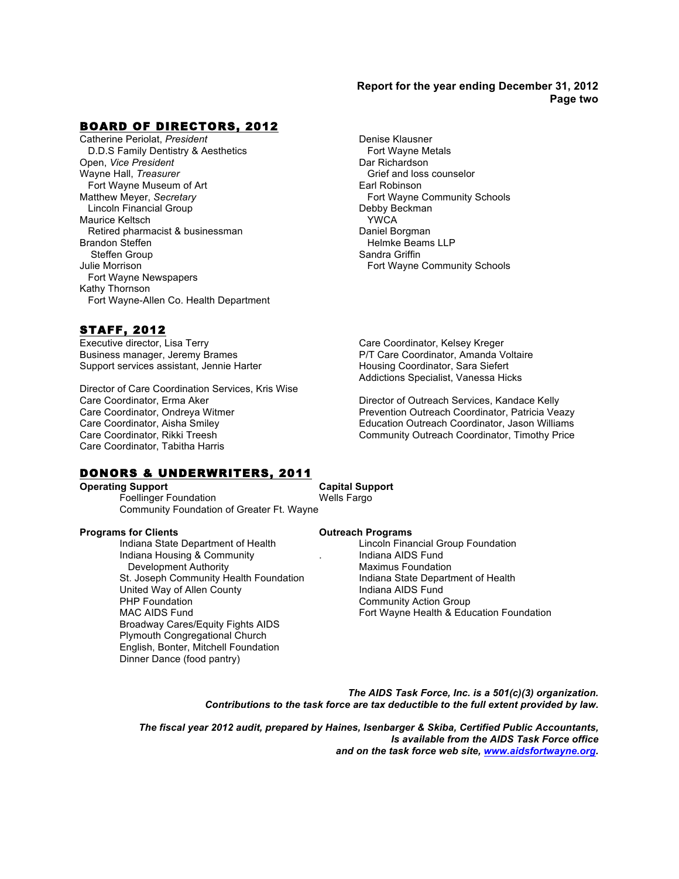## BOARD OF DIRECTORS, 2012

Catherine Periolat, *President*
D.D.S Family Dentistry & Aesthetics
Open, *Vice President*
Wayne Hall, *Treasurer*
Fort Wayne Museum of Art
Matthew Meyer, *Secretary*
Lincoln Financial Group
Maurice Keltsch
Retired pharmacist & businessman
Brandon Steffen
Steffen Group
Julie Morrison
Fort Wayne Newspapers
Kathy Thornson
Fort Wayne-Allen Co. Health Department

Denise Klausner
Fort Wayne Metals
Dar Richardson
Grief and loss counselor
Earl Robinson
Fort Wayne Community Schools
Debby Beckman
YWCA
Daniel Borgman
Helmke Beams LLP
Sandra Griffin
Fort Wayne Community Schools

## STAFF, 2012

Executive director, Lisa Terry
Business manager, Jeremy Brames
Support services assistant, Jennie Harter

Director of Care Coordination Services, Kris Wise
Care Coordinator, Erma Aker
Care Coordinator, Ondreya Witmer
Care Coordinator, Aisha Smiley
Care Coordinator, Rikki Treesh
Care Coordinator, Tabitha Harris

Care Coordinator, Kelsey Kreger
P/T Care Coordinator, Amanda Voltaire
Housing Coordinator, Sara Siefert
Addictions Specialist, Vanessa Hicks

Director of Outreach Services, Kandace Kelly
Prevention Outreach Coordinator, Patricia Veazy
Education Outreach Coordinator, Jason Williams
Community Outreach Coordinator, Timothy Price

## DONORS & UNDERWRITERS, 2011

**Operating Support**
Foellinger Foundation
Community Foundation of Greater Ft. Wayne

**Capital Support**
Wells Fargo

**Programs for Clients**
Indiana State Department of Health
Indiana Housing & Community Development Authority
St. Joseph Community Health Foundation
United Way of Allen County
PHP Foundation
MAC AIDS Fund
Broadway Cares/Equity Fights AIDS
Plymouth Congregational Church
English, Bonter, Mitchell Foundation
Dinner Dance (food pantry)

**Outreach Programs**
Lincoln Financial Group Foundation
Indiana AIDS Fund
Maximus Foundation
Indiana State Department of Health
Indiana AIDS Fund
Community Action Group
Fort Wayne Health & Education Foundation

***The AIDS Task Force, Inc. is a 501(c)(3) organization.***
***Contributions to the task force are tax deductible to the full extent provided by law.***

***The fiscal year 2012 audit, prepared by Haines, Isenbarger & Skiba, Certified Public Accountants, Is available from the AIDS Task Force office and on the task force web site, [www.aidsfortwayne.org](http://www.aidsfortwayne.org).***